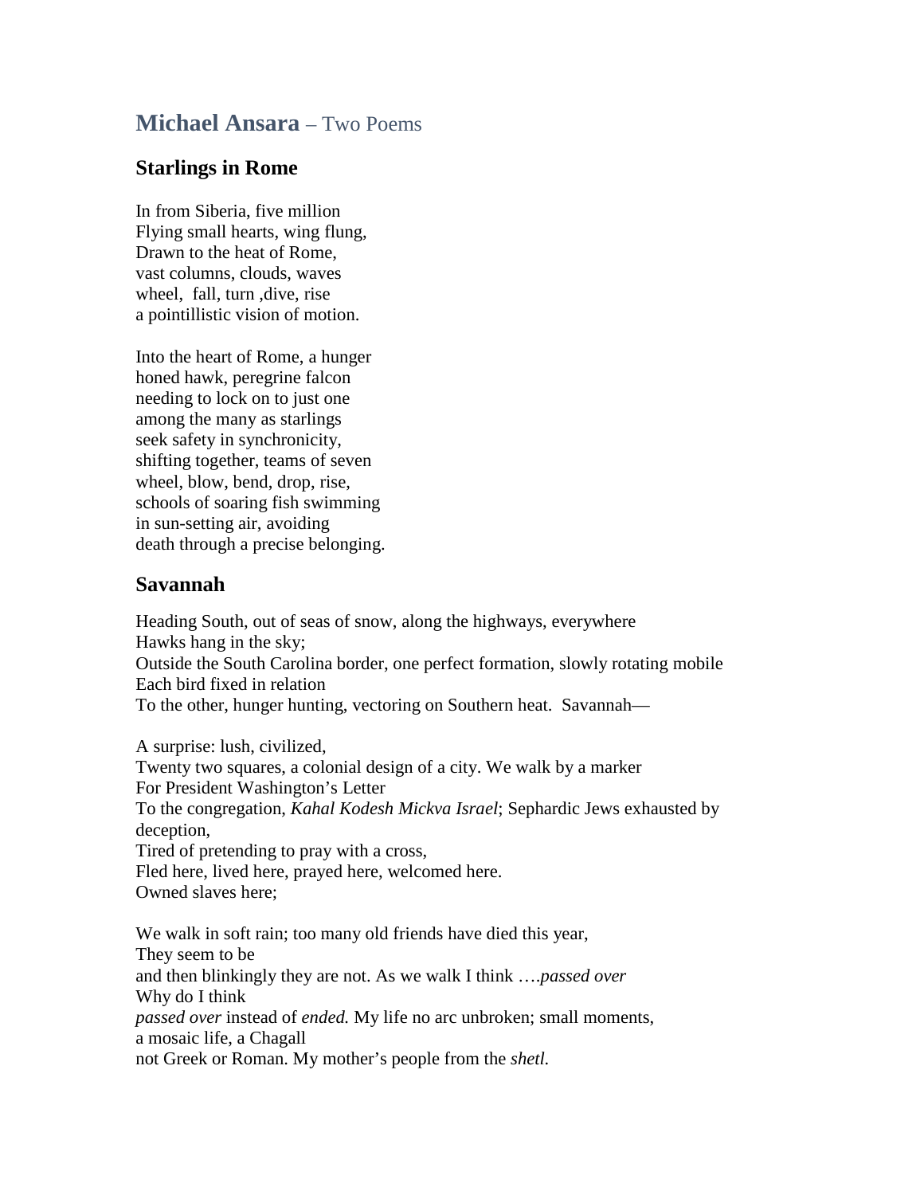# **Michael Ansara** – Two Poems

## Starlings in Rome

In from Siberia, five million  
Flying small hearts, wing flung,  
Drawn to the heat of Rome,  
vast columns, clouds, waves  
wheel,  fall, turn ,dive, rise  
a pointillistic vision of motion.

Into the heart of Rome, a hunger  
honed hawk, peregrine falcon  
needing to lock on to just one  
among the many as starlings  
seek safety in synchronicity,  
shifting together, teams of seven  
wheel, blow, bend, drop, rise,  
schools of soaring fish swimming  
in sun-setting air, avoiding  
death through a precise belonging.

## Savannah

Heading South, out of seas of snow, along the highways, everywhere  
Hawks hang in the sky;  
Outside the South Carolina border, one perfect formation, slowly rotating mobile  
Each bird fixed in relation  
To the other, hunger hunting, vectoring on Southern heat.  Savannah—

A surprise: lush, civilized,  
Twenty two squares, a colonial design of a city. We walk by a marker  
For President Washington's Letter  
To the congregation, *Kahal Kodesh Mickva Israel*; Sephardic Jews exhausted by deception,  
Tired of pretending to pray with a cross,  
Fled here, lived here, prayed here, welcomed here.  
Owned slaves here;

We walk in soft rain; too many old friends have died this year,  
They seem to be  
and then blinkingly they are not. As we walk I think ….*passed over*  
Why do I think  
*passed over* instead of *ended.* My life no arc unbroken; small moments,  
a mosaic life, a Chagall  
not Greek or Roman. My mother's people from the *shetl.*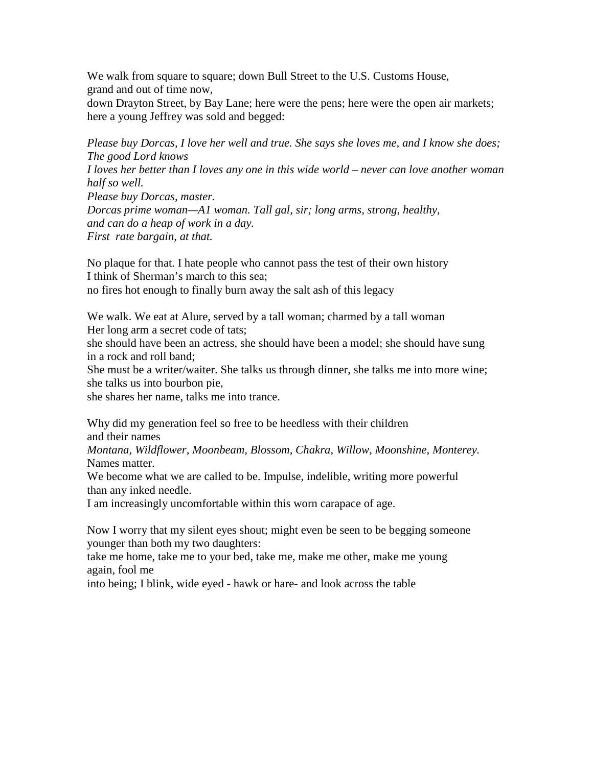We walk from square to square; down Bull Street to the U.S. Customs House,  
grand and out of time now,  
down Drayton Street, by Bay Lane; here were the pens; here were the open air markets;  
here a young Jeffrey was sold and begged:

*Please buy Dorcas, I love her well and true. She says she loves me, and I know she does;*  
*The good Lord knows*  
*I loves her better than I loves any one in this wide world – never can love another woman half so well.*  
*Please buy Dorcas, master.*  
*Dorcas prime woman—A1 woman. Tall gal, sir; long arms, strong, healthy,*  
*and can do a heap of work in a day.*  
*First rate bargain, at that.*

No plaque for that. I hate people who cannot pass the test of their own history  
I think of Sherman's march to this sea;  
no fires hot enough to finally burn away the salt ash of this legacy

We walk. We eat at Alure, served by a tall woman; charmed by a tall woman  
Her long arm a secret code of tats;  
she should have been an actress, she should have been a model; she should have sung  
in a rock and roll band;  
She must be a writer/waiter. She talks us through dinner, she talks me into more wine;  
she talks us into bourbon pie,  
she shares her name, talks me into trance.

Why did my generation feel so free to be heedless with their children  
and their names  
*Montana, Wildflower, Moonbeam, Blossom, Chakra, Willow, Moonshine, Monterey.*  
Names matter.  
We become what we are called to be. Impulse, indelible, writing more powerful  
than any inked needle.  
I am increasingly uncomfortable within this worn carapace of age.

Now I worry that my silent eyes shout; might even be seen to be begging someone  
younger than both my two daughters:  
take me home, take me to your bed, take me, make me other, make me young  
again, fool me  
into being; I blink, wide eyed - hawk or hare- and look across the table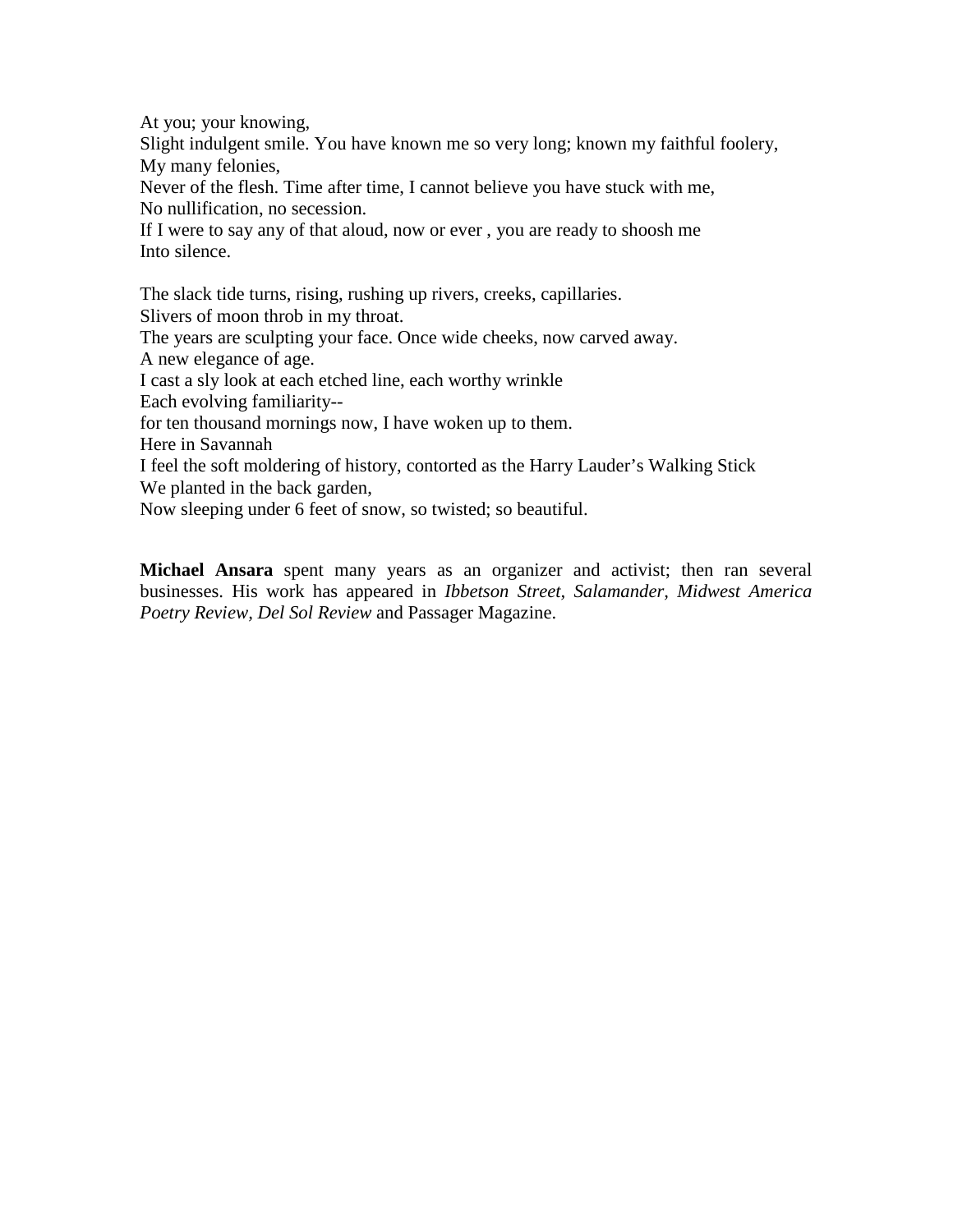At you; your knowing,  
Slight indulgent smile. You have known me so very long; known my faithful foolery,  
My many felonies,  
Never of the flesh. Time after time, I cannot believe you have stuck with me,  
No nullification, no secession.  
If I were to say any of that aloud, now or ever , you are ready to shoosh me  
Into silence.

The slack tide turns, rising, rushing up rivers, creeks, capillaries.  
Slivers of moon throb in my throat.  
The years are sculpting your face. Once wide cheeks, now carved away.  
A new elegance of age.  
I cast a sly look at each etched line, each worthy wrinkle  
Each evolving familiarity--  
for ten thousand mornings now, I have woken up to them.  
Here in Savannah  
I feel the soft moldering of history, contorted as the Harry Lauder's Walking Stick  
We planted in the back garden,  
Now sleeping under 6 feet of snow, so twisted; so beautiful.

**Michael Ansara** spent many years as an organizer and activist; then ran several businesses. His work has appeared in *Ibbetson Street, Salamander, Midwest America Poetry Review, Del Sol Review* and Passager Magazine.